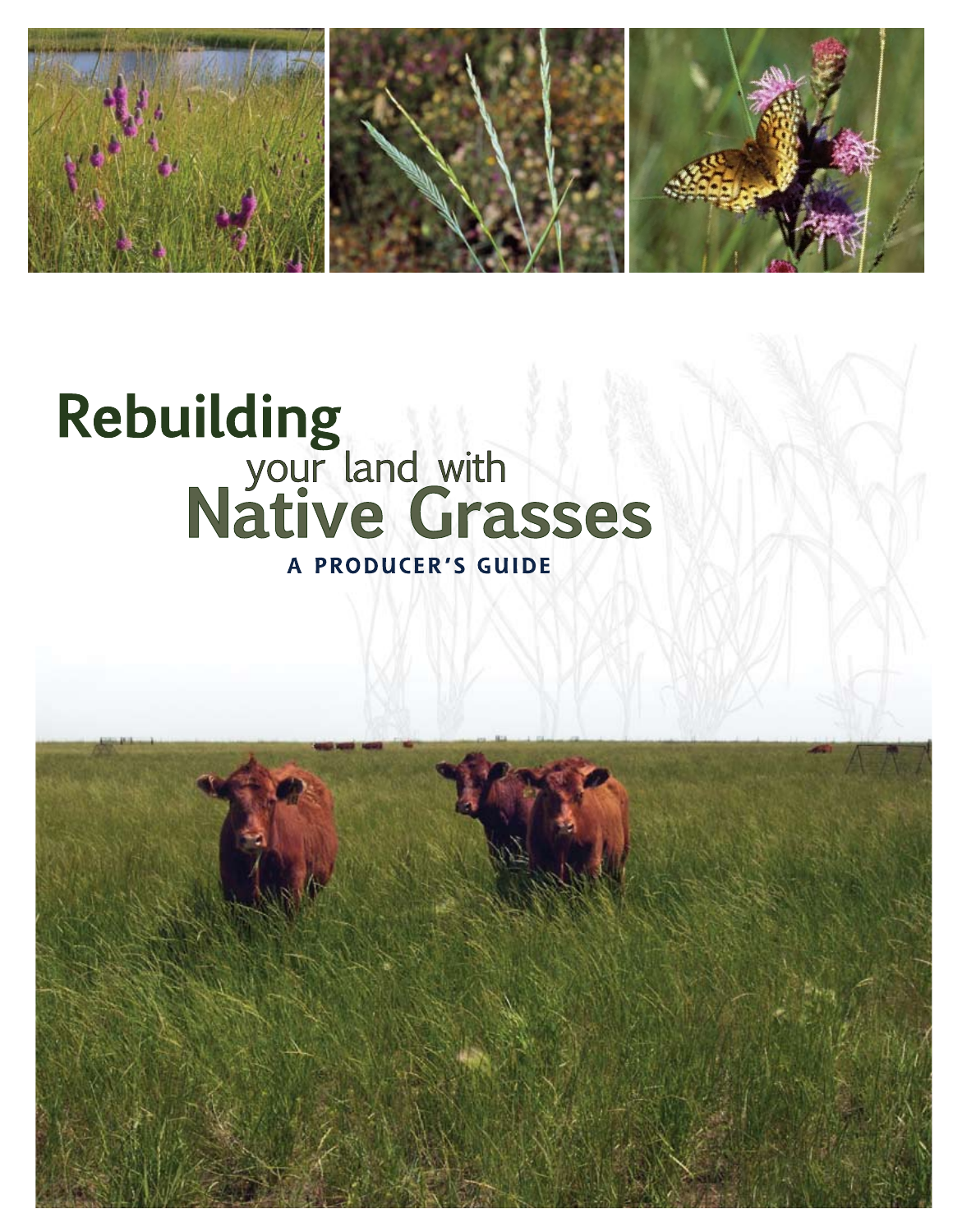# Rebuilding your land with Native Grasses

## A PRODUCER'S GUIDE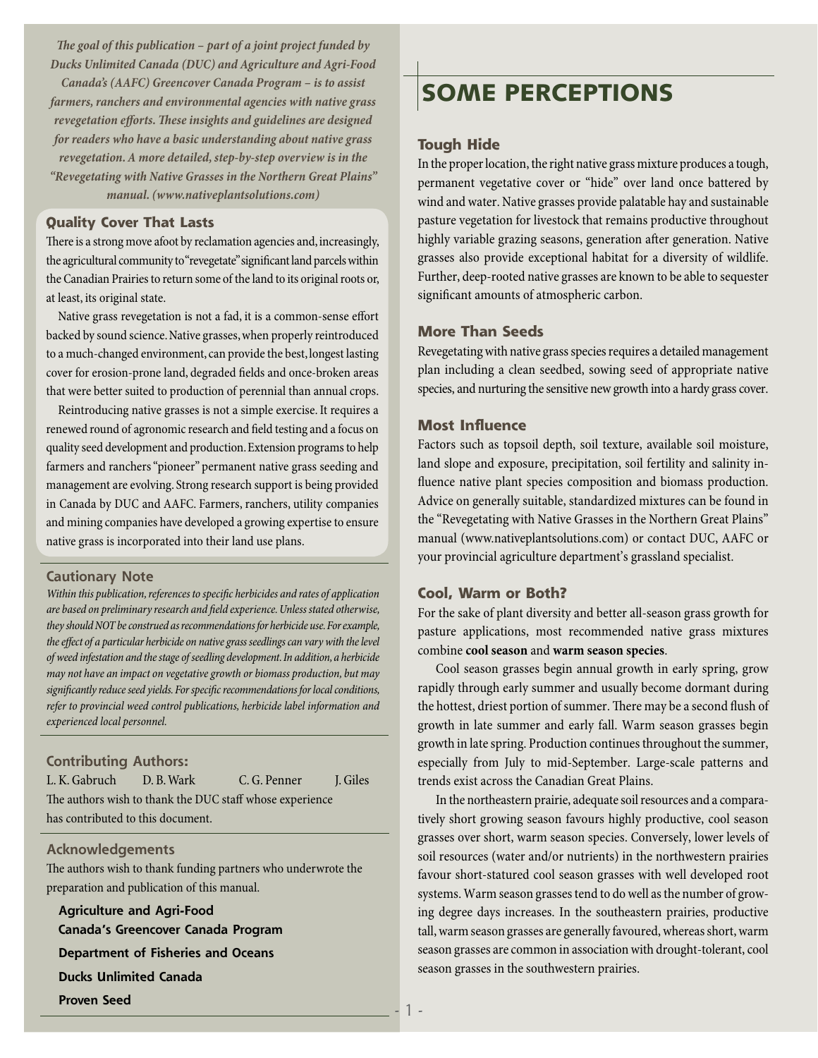*The goal of this publication – part of a joint project funded by Ducks Unlimited Canada (DUC) and Agriculture and Agri-Food Canada's (AAFC) Greencover Canada Program – is to assist farmers, ranchers and environmental agencies with native grass revegetation efforts. These insights and guidelines are designed for readers who have a basic understanding about native grass revegetation. A more detailed, step-by-step overview is in the "Revegetating with Native Grasses in the Northern Great Plains" manual. (www.nativeplantsolutions.com)*

### Quality Cover That Lasts

There is a strong move afoot by reclamation agencies and, increasingly, the agricultural community to "revegetate" significant land parcels within the Canadian Prairies to return some of the land to its original roots or, at least, its original state.

Native grass revegetation is not a fad, it is a common-sense effort backed by sound science. Native grasses, when properly reintroduced to a much-changed environment, can provide the best, longest lasting cover for erosion-prone land, degraded fields and once-broken areas that were better suited to production of perennial than annual crops.

Reintroducing native grasses is not a simple exercise. It requires a renewed round of agronomic research and field testing and a focus on quality seed development and production. Extension programs to help farmers and ranchers "pioneer" permanent native grass seeding and management are evolving. Strong research support is being provided in Canada by DUC and AAFC. Farmers, ranchers, utility companies and mining companies have developed a growing expertise to ensure native grass is incorporated into their land use plans.

### Cautionary Note

*Within this publication, references to specific herbicides and rates of application are based on preliminary research and field experience. Unless stated otherwise, they should NOT be construed as recommendations for herbicide use. For example, the effect of a particular herbicide on native grass seedlings can vary with the level of weed infestation and the stage of seedling development. In addition, a herbicide may not have an impact on vegetative growth or biomass production, but may significantly reduce seed yields. For specific recommendations for local conditions, refer to provincial weed control publications, herbicide label information and experienced local personnel.*

### Contributing Authors:

L. K. Gabruch D. B. Wark C. G. Penner J. Giles

The authors wish to thank the DUC staff whose experience has contributed to this document.

### Acknowledgements

The authors wish to thank funding partners who underwrote the preparation and publication of this manual.

**Agriculture and Agri-Food Canada's Greencover Canada Program**

**Department of Fisheries and Oceans**

**Ducks Unlimited Canada**

**Proven Seed**

# SOME PERCEPTIONS

### Tough Hide

In the proper location, the right native grass mixture produces a tough, permanent vegetative cover or "hide" over land once battered by wind and water. Native grasses provide palatable hay and sustainable pasture vegetation for livestock that remains productive throughout highly variable grazing seasons, generation after generation. Native grasses also provide exceptional habitat for a diversity of wildlife. Further, deep-rooted native grasses are known to be able to sequester significant amounts of atmospheric carbon.

### More Than Seeds

Revegetating with native grass species requires a detailed management plan including a clean seedbed, sowing seed of appropriate native species, and nurturing the sensitive new growth into a hardy grass cover.

### Most Influence

Factors such as topsoil depth, soil texture, available soil moisture, land slope and exposure, precipitation, soil fertility and salinity influence native plant species composition and biomass production. Advice on generally suitable, standardized mixtures can be found in the "Revegetating with Native Grasses in the Northern Great Plains" manual (www.nativeplantsolutions.com) or contact DUC, AAFC or your provincial agriculture department's grassland specialist.

### Cool, Warm or Both?

For the sake of plant diversity and better all-season grass growth for pasture applications, most recommended native grass mixtures combine **cool season** and **warm season species**.

Cool season grasses begin annual growth in early spring, grow rapidly through early summer and usually become dormant during the hottest, driest portion of summer. There may be a second flush of growth in late summer and early fall. Warm season grasses begin growth in late spring. Production continues throughout the summer, especially from July to mid-September. Large-scale patterns and trends exist across the Canadian Great Plains.

In the northeastern prairie, adequate soil resources and a comparatively short growing season favours highly productive, cool season grasses over short, warm season species. Conversely, lower levels of soil resources (water and/or nutrients) in the northwestern prairies favour short-statured cool season grasses with well developed root systems. Warm season grasses tend to do well as the number of growing degree days increases. In the southeastern prairies, productive tall, warm season grasses are generally favoured, whereas short, warm season grasses are common in association with drought-tolerant, cool season grasses in the southwestern prairies.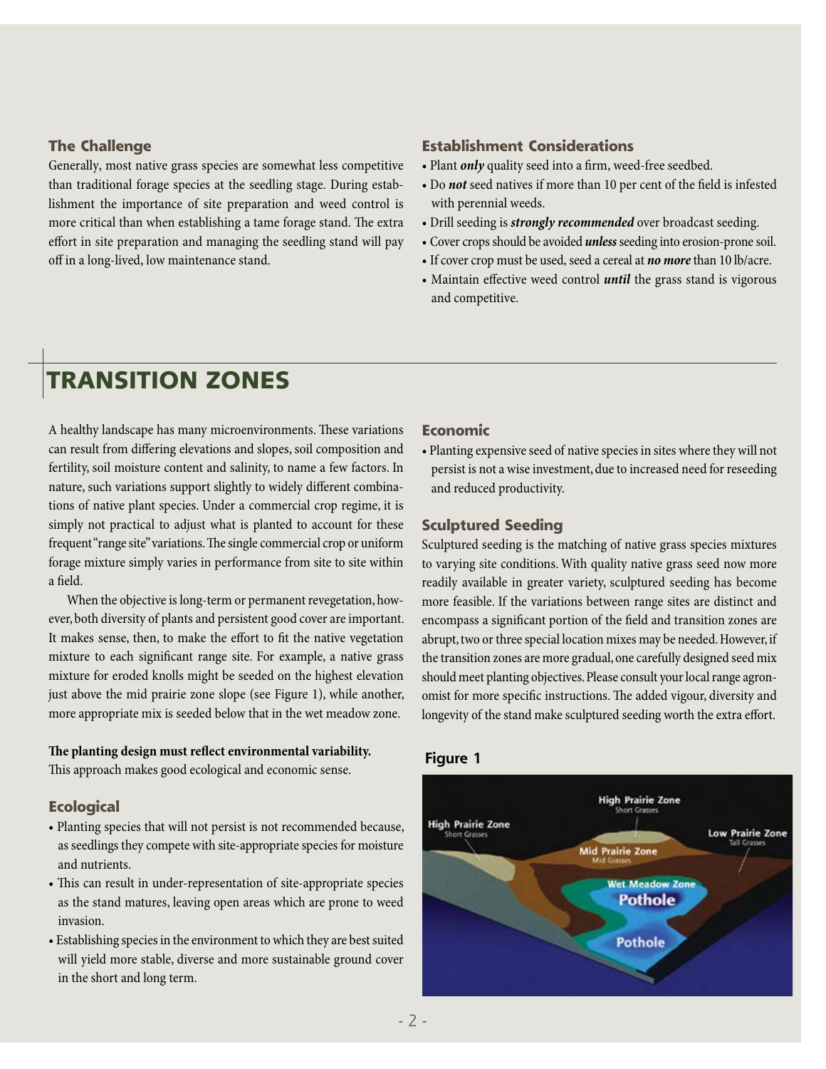### The Challenge

Generally, most native grass species are somewhat less competitive than traditional forage species at the seedling stage. During establishment the importance of site preparation and weed control is more critical than when establishing a tame forage stand. The extra effort in site preparation and managing the seedling stand will pay off in a long-lived, low maintenance stand.

### Establishment Considerations

- Plant ***only*** quality seed into a firm, weed-free seedbed.
- Do ***not*** seed natives if more than 10 per cent of the field is infested with perennial weeds.
- Drill seeding is ***strongly recommended*** over broadcast seeding.
- Cover crops should be avoided ***unless*** seeding into erosion-prone soil.
- If cover crop must be used, seed a cereal at ***no more*** than 10 lb/acre.
- Maintain effective weed control ***until*** the grass stand is vigorous and competitive.

## TRANSITION ZONES

A healthy landscape has many microenvironments. These variations can result from differing elevations and slopes, soil composition and fertility, soil moisture content and salinity, to name a few factors. In nature, such variations support slightly to widely different combinations of native plant species. Under a commercial crop regime, it is simply not practical to adjust what is planted to account for these frequent "range site" variations. The single commercial crop or uniform forage mixture simply varies in performance from site to site within a field.

When the objective is long-term or permanent revegetation, however, both diversity of plants and persistent good cover are important. It makes sense, then, to make the effort to fit the native vegetation mixture to each significant range site. For example, a native grass mixture for eroded knolls might be seeded on the highest elevation just above the mid prairie zone slope (see Figure 1), while another, more appropriate mix is seeded below that in the wet meadow zone.

**The planting design must reflect environmental variability.** This approach makes good ecological and economic sense.

### Ecological

- Planting species that will not persist is not recommended because, as seedlings they compete with site-appropriate species for moisture and nutrients.
- This can result in under-representation of site-appropriate species as the stand matures, leaving open areas which are prone to weed invasion.
- Establishing species in the environment to which they are best suited will yield more stable, diverse and more sustainable ground cover in the short and long term.

### Economic

- Planting expensive seed of native species in sites where they will not persist is not a wise investment, due to increased need for reseeding and reduced productivity.

### Sculptured Seeding

Sculptured seeding is the matching of native grass species mixtures to varying site conditions. With quality native grass seed now more readily available in greater variety, sculptured seeding has become more feasible. If the variations between range sites are distinct and encompass a significant portion of the field and transition zones are abrupt, two or three special location mixes may be needed. However, if the transition zones are more gradual, one carefully designed seed mix should meet planting objectives. Please consult your local range agronomist for more specific instructions. The added vigour, diversity and longevity of the stand make sculptured seeding worth the extra effort.

**Figure 1**

High Prairie Zone – Short Grasses; Mid Prairie Zone – Mid Grasses; Low Prairie Zone – Tall Grasses; Wet Meadow Zone; Pothole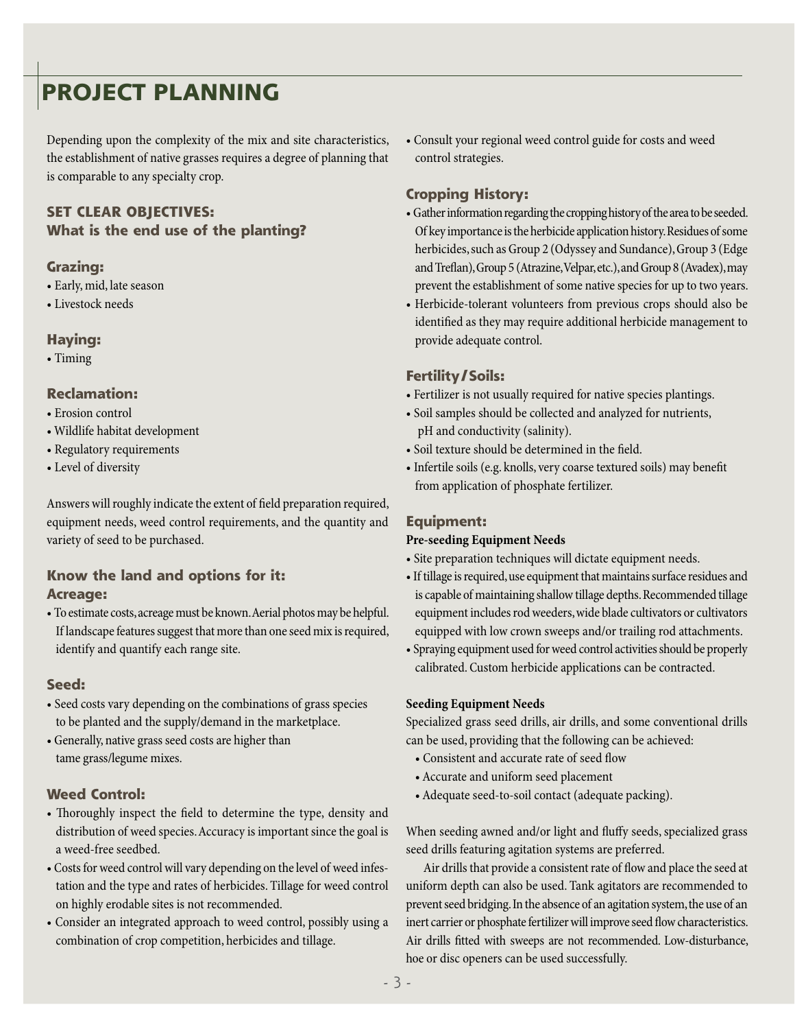# PROJECT PLANNING

Depending upon the complexity of the mix and site characteristics, the establishment of native grasses requires a degree of planning that is comparable to any specialty crop.

## SET CLEAR OBJECTIVES: What is the end use of the planting?

### Grazing:

- Early, mid, late season
- Livestock needs

### Haying:

- Timing

### Reclamation:

- Erosion control
- Wildlife habitat development
- Regulatory requirements
- Level of diversity

Answers will roughly indicate the extent of field preparation required, equipment needs, weed control requirements, and the quantity and variety of seed to be purchased.

## Know the land and options for it:

### Acreage:

- To estimate costs, acreage must be known. Aerial photos may be helpful. If landscape features suggest that more than one seed mix is required, identify and quantify each range site.

### Seed:

- Seed costs vary depending on the combinations of grass species to be planted and the supply/demand in the marketplace.
- Generally, native grass seed costs are higher than tame grass/legume mixes.

### Weed Control:

- Thoroughly inspect the field to determine the type, density and distribution of weed species. Accuracy is important since the goal is a weed-free seedbed.
- Costs for weed control will vary depending on the level of weed infestation and the type and rates of herbicides. Tillage for weed control on highly erodable sites is not recommended.
- Consider an integrated approach to weed control, possibly using a combination of crop competition, herbicides and tillage.
- Consult your regional weed control guide for costs and weed control strategies.

### Cropping History:

- Gather information regarding the cropping history of the area to be seeded. Of key importance is the herbicide application history. Residues of some herbicides, such as Group 2 (Odyssey and Sundance), Group 3 (Edge and Treflan), Group 5 (Atrazine, Velpar, etc.), and Group 8 (Avadex), may prevent the establishment of some native species for up to two years.
- Herbicide-tolerant volunteers from previous crops should also be identified as they may require additional herbicide management to provide adequate control.

### Fertility / Soils:

- Fertilizer is not usually required for native species plantings.
- Soil samples should be collected and analyzed for nutrients, pH and conductivity (salinity).
- Soil texture should be determined in the field.
- Infertile soils (e.g. knolls, very coarse textured soils) may benefit from application of phosphate fertilizer.

### Equipment:

**Pre-seeding Equipment Needs**

- Site preparation techniques will dictate equipment needs.
- If tillage is required, use equipment that maintains surface residues and is capable of maintaining shallow tillage depths. Recommended tillage equipment includes rod weeders, wide blade cultivators or cultivators equipped with low crown sweeps and/or trailing rod attachments.
- Spraying equipment used for weed control activities should be properly calibrated. Custom herbicide applications can be contracted.

**Seeding Equipment Needs**

Specialized grass seed drills, air drills, and some conventional drills can be used, providing that the following can be achieved:

- Consistent and accurate rate of seed flow
- Accurate and uniform seed placement
- Adequate seed-to-soil contact (adequate packing).

When seeding awned and/or light and fluffy seeds, specialized grass seed drills featuring agitation systems are preferred.

Air drills that provide a consistent rate of flow and place the seed at uniform depth can also be used. Tank agitators are recommended to prevent seed bridging. In the absence of an agitation system, the use of an inert carrier or phosphate fertilizer will improve seed flow characteristics. Air drills fitted with sweeps are not recommended. Low-disturbance, hoe or disc openers can be used successfully.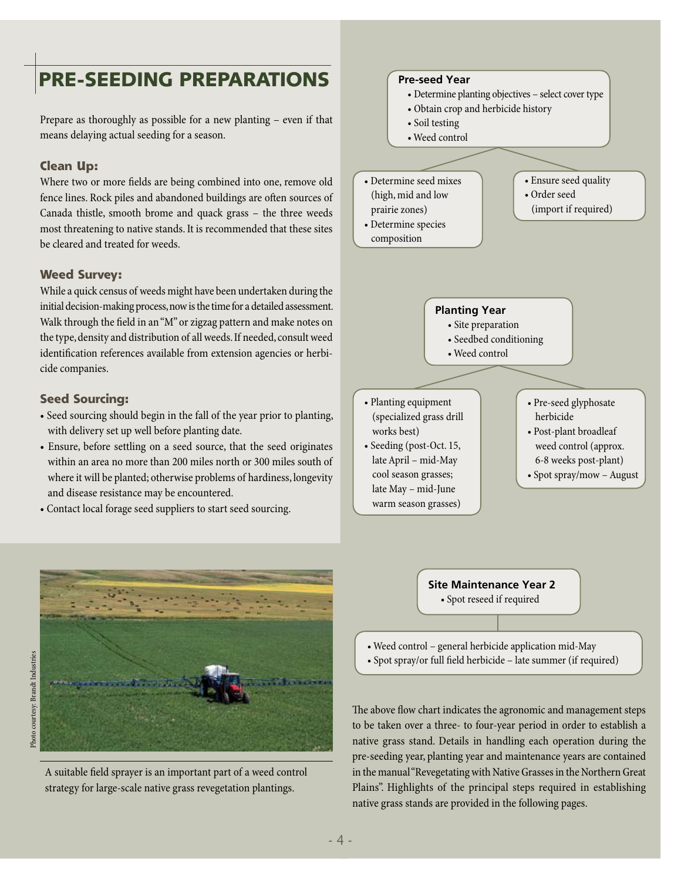# PRE-SEEDING PREPARATIONS

Prepare as thoroughly as possible for a new planting – even if that means delaying actual seeding for a season.

### Clean Up:

Where two or more fields are being combined into one, remove old fence lines. Rock piles and abandoned buildings are often sources of Canada thistle, smooth brome and quack grass – the three weeds most threatening to native stands. It is recommended that these sites be cleared and treated for weeds.

### Weed Survey:

While a quick census of weeds might have been undertaken during the initial decision-making process, now is the time for a detailed assessment. Walk through the field in an "M" or zigzag pattern and make notes on the type, density and distribution of all weeds. If needed, consult weed identification references available from extension agencies or herbicide companies.

### Seed Sourcing:

- Seed sourcing should begin in the fall of the year prior to planting, with delivery set up well before planting date.
- Ensure, before settling on a seed source, that the seed originates within an area no more than 200 miles north or 300 miles south of where it will be planted; otherwise problems of hardiness, longevity and disease resistance may be encountered.
- Contact local forage seed suppliers to start seed sourcing.

A suitable field sprayer is an important part of a weed control strategy for large-scale native grass revegetation plantings.

Photo courtesy: Brandt Industries

**Pre-seed Year**
- Determine planting objectives – select cover type
- Obtain crop and herbicide history
- Soil testing
- Weed control

- Determine seed mixes (high, mid and low prairie zones)
- Determine species composition

- Ensure seed quality
- Order seed (import if required)

**Planting Year**
- Site preparation
- Seedbed conditioning
- Weed control

- Planting equipment (specialized grass drill works best)
- Seeding (post-Oct. 15, late April – mid-May cool season grasses; late May – mid-June warm season grasses)

- Pre-seed glyphosate herbicide
- Post-plant broadleaf weed control (approx. 6-8 weeks post-plant)
- Spot spray/mow – August

**Site Maintenance Year 2**
- Spot reseed if required

- Weed control – general herbicide application mid-May
- Spot spray/or full field herbicide – late summer (if required)

The above flow chart indicates the agronomic and management steps to be taken over a three- to four-year period in order to establish a native grass stand. Details in handling each operation during the pre-seeding year, planting year and maintenance years are contained in the manual "Revegetating with Native Grasses in the Northern Great Plains". Highlights of the principal steps required in establishing native grass stands are provided in the following pages.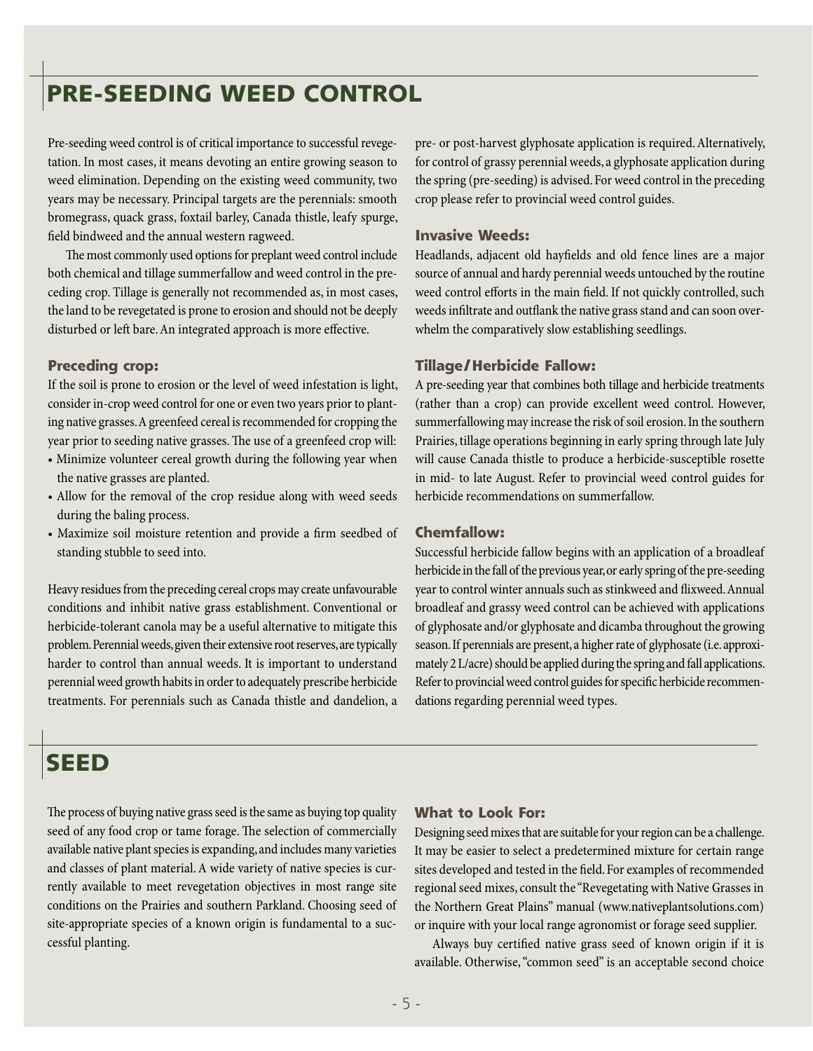# PRE-SEEDING WEED CONTROL

Pre-seeding weed control is of critical importance to successful revegetation. In most cases, it means devoting an entire growing season to weed elimination. Depending on the existing weed community, two years may be necessary. Principal targets are the perennials: smooth bromegrass, quack grass, foxtail barley, Canada thistle, leafy spurge, field bindweed and the annual western ragweed.

The most commonly used options for preplant weed control include both chemical and tillage summerfallow and weed control in the preceding crop. Tillage is generally not recommended as, in most cases, the land to be revegetated is prone to erosion and should not be deeply disturbed or left bare. An integrated approach is more effective.

### Preceding crop:

If the soil is prone to erosion or the level of weed infestation is light, consider in-crop weed control for one or even two years prior to planting native grasses. A greenfeed cereal is recommended for cropping the year prior to seeding native grasses. The use of a greenfeed crop will:

- Minimize volunteer cereal growth during the following year when the native grasses are planted.
- Allow for the removal of the crop residue along with weed seeds during the baling process.
- Maximize soil moisture retention and provide a firm seedbed of standing stubble to seed into.

Heavy residues from the preceding cereal crops may create unfavourable conditions and inhibit native grass establishment. Conventional or herbicide-tolerant canola may be a useful alternative to mitigate this problem. Perennial weeds, given their extensive root reserves, are typically harder to control than annual weeds. It is important to understand perennial weed growth habits in order to adequately prescribe herbicide treatments. For perennials such as Canada thistle and dandelion, a pre- or post-harvest glyphosate application is required. Alternatively, for control of grassy perennial weeds, a glyphosate application during the spring (pre-seeding) is advised. For weed control in the preceding crop please refer to provincial weed control guides.

### Invasive Weeds:

Headlands, adjacent old hayfields and old fence lines are a major source of annual and hardy perennial weeds untouched by the routine weed control efforts in the main field. If not quickly controlled, such weeds infiltrate and outflank the native grass stand and can soon overwhelm the comparatively slow establishing seedlings.

### Tillage/Herbicide Fallow:

A pre-seeding year that combines both tillage and herbicide treatments (rather than a crop) can provide excellent weed control. However, summerfallowing may increase the risk of soil erosion. In the southern Prairies, tillage operations beginning in early spring through late July will cause Canada thistle to produce a herbicide-susceptible rosette in mid- to late August. Refer to provincial weed control guides for herbicide recommendations on summerfallow.

### Chemfallow:

Successful herbicide fallow begins with an application of a broadleaf herbicide in the fall of the previous year, or early spring of the pre-seeding year to control winter annuals such as stinkweed and flixweed. Annual broadleaf and grassy weed control can be achieved with applications of glyphosate and/or glyphosate and dicamba throughout the growing season. If perennials are present, a higher rate of glyphosate (i.e. approximately 2 L/acre) should be applied during the spring and fall applications. Refer to provincial weed control guides for specific herbicide recommendations regarding perennial weed types.

# SEED

The process of buying native grass seed is the same as buying top quality seed of any food crop or tame forage. The selection of commercially available native plant species is expanding, and includes many varieties and classes of plant material. A wide variety of native species is currently available to meet revegetation objectives in most range site conditions on the Prairies and southern Parkland. Choosing seed of site-appropriate species of a known origin is fundamental to a successful planting.

### What to Look For:

Designing seed mixes that are suitable for your region can be a challenge. It may be easier to select a predetermined mixture for certain range sites developed and tested in the field. For examples of recommended regional seed mixes, consult the "Revegetating with Native Grasses in the Northern Great Plains" manual (www.nativeplantsolutions.com) or inquire with your local range agronomist or forage seed supplier.

Always buy certified native grass seed of known origin if it is available. Otherwise, "common seed" is an acceptable second choice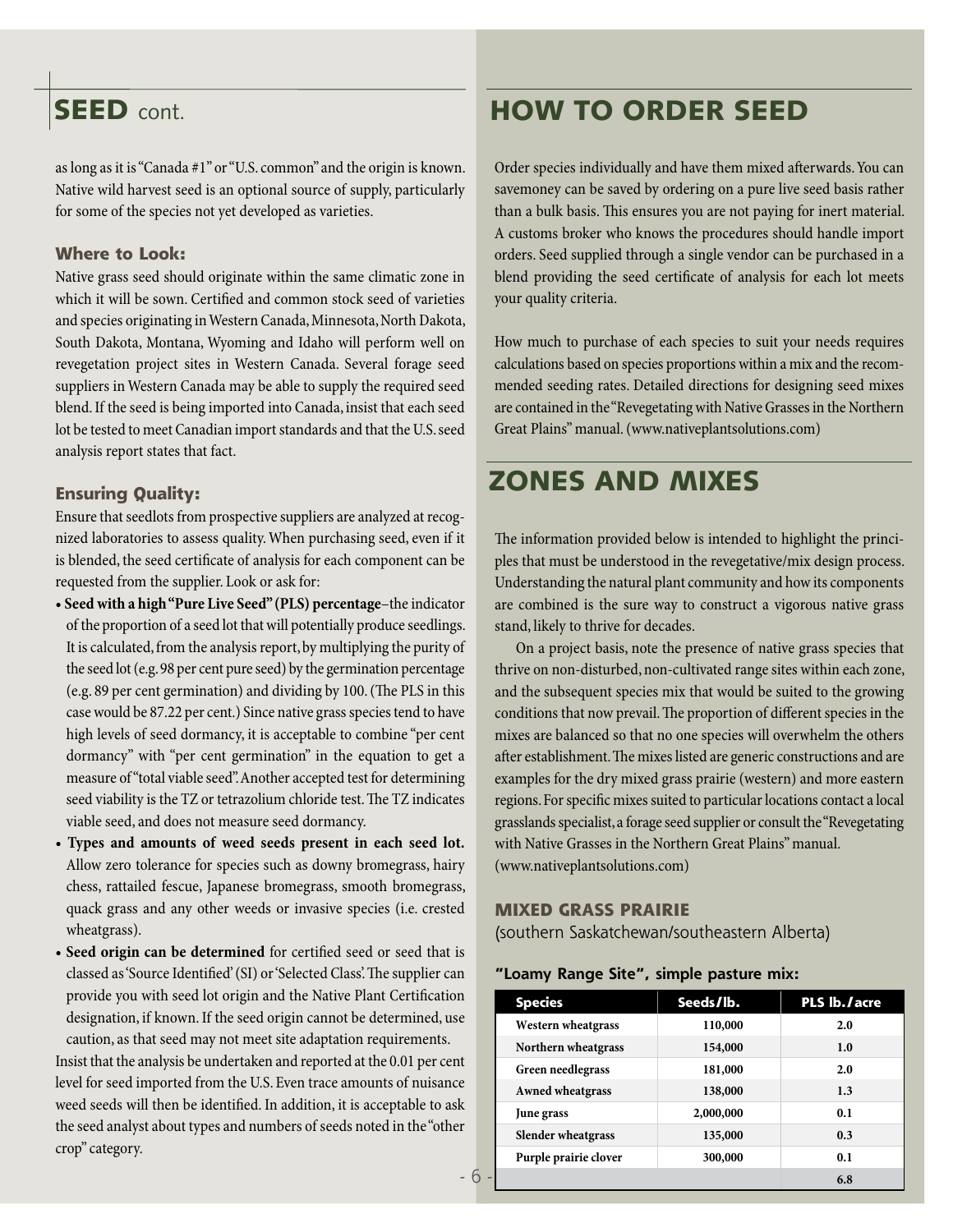## SEED cont.

as long as it is "Canada #1" or "U.S. common" and the origin is known. Native wild harvest seed is an optional source of supply, particularly for some of the species not yet developed as varieties.

### Where to Look:

Native grass seed should originate within the same climatic zone in which it will be sown. Certified and common stock seed of varieties and species originating in Western Canada, Minnesota, North Dakota, South Dakota, Montana, Wyoming and Idaho will perform well on revegetation project sites in Western Canada. Several forage seed suppliers in Western Canada may be able to supply the required seed blend. If the seed is being imported into Canada, insist that each seed lot be tested to meet Canadian import standards and that the U.S. seed analysis report states that fact.

### Ensuring Quality:

Ensure that seedlots from prospective suppliers are analyzed at recognized laboratories to assess quality. When purchasing seed, even if it is blended, the seed certificate of analysis for each component can be requested from the supplier. Look or ask for:

- **Seed with a high "Pure Live Seed" (PLS) percentage**–the indicator of the proportion of a seed lot that will potentially produce seedlings. It is calculated, from the analysis report, by multiplying the purity of the seed lot (e.g. 98 per cent pure seed) by the germination percentage (e.g. 89 per cent germination) and dividing by 100. (The PLS in this case would be 87.22 per cent.) Since native grass species tend to have high levels of seed dormancy, it is acceptable to combine "per cent dormancy" with "per cent germination" in the equation to get a measure of "total viable seed". Another accepted test for determining seed viability is the TZ or tetrazolium chloride test. The TZ indicates viable seed, and does not measure seed dormancy.
- **Types and amounts of weed seeds present in each seed lot.** Allow zero tolerance for species such as downy bromegrass, hairy chess, rattailed fescue, Japanese bromegrass, smooth bromegrass, quack grass and any other weeds or invasive species (i.e. crested wheatgrass).
- **Seed origin can be determined** for certified seed or seed that is classed as 'Source Identified' (SI) or 'Selected Class'. The supplier can provide you with seed lot origin and the Native Plant Certification designation, if known. If the seed origin cannot be determined, use caution, as that seed may not meet site adaptation requirements.

Insist that the analysis be undertaken and reported at the 0.01 per cent level for seed imported from the U.S. Even trace amounts of nuisance weed seeds will then be identified. In addition, it is acceptable to ask the seed analyst about types and numbers of seeds noted in the "other crop" category.

## HOW TO ORDER SEED

Order species individually and have them mixed afterwards. You can savemoney be saved by ordering on a pure live seed basis rather than a bulk basis. This ensures you are not paying for inert material. A customs broker who knows the procedures should handle import orders. Seed supplied through a single vendor can be purchased in a blend providing the seed certificate of analysis for each lot meets your quality criteria.

How much to purchase of each species to suit your needs requires calculations based on species proportions within a mix and the recommended seeding rates. Detailed directions for designing seed mixes are contained in the "Revegetating with Native Grasses in the Northern Great Plains" manual. (www.nativeplantsolutions.com)

## ZONES AND MIXES

The information provided below is intended to highlight the principles that must be understood in the revegetative/mix design process. Understanding the natural plant community and how its components are combined is the sure way to construct a vigorous native grass stand, likely to thrive for decades.

On a project basis, note the presence of native grass species that thrive on non-disturbed, non-cultivated range sites within each zone, and the subsequent species mix that would be suited to the growing conditions that now prevail. The proportion of different species in the mixes are balanced so that no one species will overwhelm the others after establishment. The mixes listed are generic constructions and are examples for the dry mixed grass prairie (western) and more eastern regions. For specific mixes suited to particular locations contact a local grasslands specialist, a forage seed supplier or consult the "Revegetating with Native Grasses in the Northern Great Plains" manual. (www.nativeplantsolutions.com)

### MIXED GRASS PRAIRIE

(southern Saskatchewan/southeastern Alberta)

**"Loamy Range Site", simple pasture mix:**

| Species | Seeds/lb. | PLS lb./acre |
|---|---|---|
| Western wheatgrass | 110,000 | 2.0 |
| Northern wheatgrass | 154,000 | 1.0 |
| Green needlegrass | 181,000 | 2.0 |
| Awned wheatgrass | 138,000 | 1.3 |
| June grass | 2,000,000 | 0.1 |
| Slender wheatgrass | 135,000 | 0.3 |
| Purple prairie clover | 300,000 | 0.1 |
| | | 6.8 |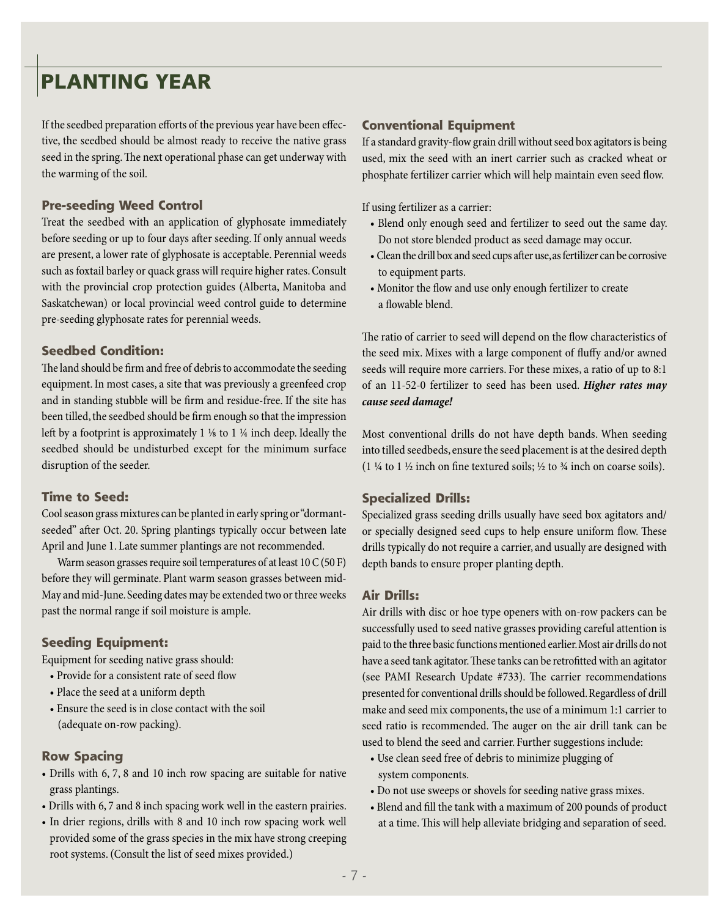# PLANTING YEAR

If the seedbed preparation efforts of the previous year have been effective, the seedbed should be almost ready to receive the native grass seed in the spring. The next operational phase can get underway with the warming of the soil.

### Pre-seeding Weed Control

Treat the seedbed with an application of glyphosate immediately before seeding or up to four days after seeding. If only annual weeds are present, a lower rate of glyphosate is acceptable. Perennial weeds such as foxtail barley or quack grass will require higher rates. Consult with the provincial crop protection guides (Alberta, Manitoba and Saskatchewan) or local provincial weed control guide to determine pre-seeding glyphosate rates for perennial weeds.

### Seedbed Condition:

The land should be firm and free of debris to accommodate the seeding equipment. In most cases, a site that was previously a greenfeed crop and in standing stubble will be firm and residue-free. If the site has been tilled, the seedbed should be firm enough so that the impression left by a footprint is approximately 1 ⅛ to 1 ¼ inch deep. Ideally the seedbed should be undisturbed except for the minimum surface disruption of the seeder.

### Time to Seed:

Cool season grass mixtures can be planted in early spring or "dormant-seeded" after Oct. 20. Spring plantings typically occur between late April and June 1. Late summer plantings are not recommended.

Warm season grasses require soil temperatures of at least 10 C (50 F) before they will germinate. Plant warm season grasses between mid-May and mid-June. Seeding dates may be extended two or three weeks past the normal range if soil moisture is ample.

### Seeding Equipment:

Equipment for seeding native grass should:

- Provide for a consistent rate of seed flow
- Place the seed at a uniform depth
- Ensure the seed is in close contact with the soil (adequate on-row packing).

### Row Spacing

- Drills with 6, 7, 8 and 10 inch row spacing are suitable for native grass plantings.
- Drills with 6, 7 and 8 inch spacing work well in the eastern prairies.
- In drier regions, drills with 8 and 10 inch row spacing work well provided some of the grass species in the mix have strong creeping root systems. (Consult the list of seed mixes provided.)

### Conventional Equipment

If a standard gravity-flow grain drill without seed box agitators is being used, mix the seed with an inert carrier such as cracked wheat or phosphate fertilizer carrier which will help maintain even seed flow.

If using fertilizer as a carrier:

- Blend only enough seed and fertilizer to seed out the same day. Do not store blended product as seed damage may occur.
- Clean the drill box and seed cups after use, as fertilizer can be corrosive to equipment parts.
- Monitor the flow and use only enough fertilizer to create a flowable blend.

The ratio of carrier to seed will depend on the flow characteristics of the seed mix. Mixes with a large component of fluffy and/or awned seeds will require more carriers. For these mixes, a ratio of up to 8:1 of an 11-52-0 fertilizer to seed has been used. ***Higher rates may cause seed damage!***

Most conventional drills do not have depth bands. When seeding into tilled seedbeds, ensure the seed placement is at the desired depth (1 ¼ to 1 ½ inch on fine textured soils; ½ to ¾ inch on coarse soils).

### Specialized Drills:

Specialized grass seeding drills usually have seed box agitators and/or specially designed seed cups to help ensure uniform flow. These drills typically do not require a carrier, and usually are designed with depth bands to ensure proper planting depth.

### Air Drills:

Air drills with disc or hoe type openers with on-row packers can be successfully used to seed native grasses providing careful attention is paid to the three basic functions mentioned earlier. Most air drills do not have a seed tank agitator. These tanks can be retrofitted with an agitator (see PAMI Research Update #733). The carrier recommendations presented for conventional drills should be followed. Regardless of drill make and seed mix components, the use of a minimum 1:1 carrier to seed ratio is recommended. The auger on the air drill tank can be used to blend the seed and carrier. Further suggestions include:

- Use clean seed free of debris to minimize plugging of system components.
- Do not use sweeps or shovels for seeding native grass mixes.
- Blend and fill the tank with a maximum of 200 pounds of product at a time. This will help alleviate bridging and separation of seed.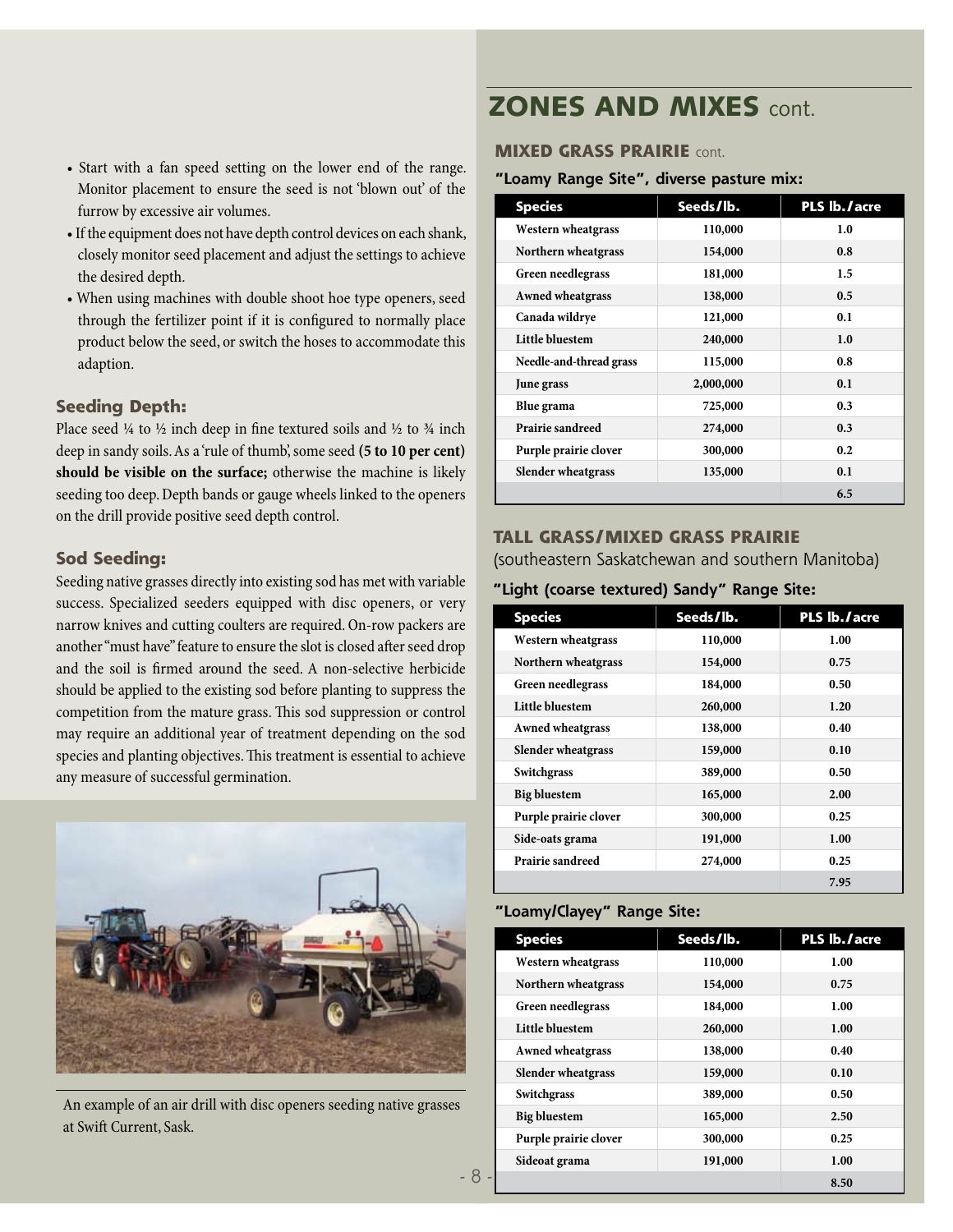- Start with a fan speed setting on the lower end of the range. Monitor placement to ensure the seed is not 'blown out' of the furrow by excessive air volumes.
- If the equipment does not have depth control devices on each shank, closely monitor seed placement and adjust the settings to achieve the desired depth.
- When using machines with double shoot hoe type openers, seed through the fertilizer point if it is configured to normally place product below the seed, or switch the hoses to accommodate this adaption.

### Seeding Depth:

Place seed ¼ to ½ inch deep in fine textured soils and ½ to ¾ inch deep in sandy soils. As a 'rule of thumb', some seed **(5 to 10 per cent) should be visible on the surface;** otherwise the machine is likely seeding too deep. Depth bands or gauge wheels linked to the openers on the drill provide positive seed depth control.

### Sod Seeding:

Seeding native grasses directly into existing sod has met with variable success. Specialized seeders equipped with disc openers, or very narrow knives and cutting coulters are required. On-row packers are another "must have" feature to ensure the slot is closed after seed drop and the soil is firmed around the seed. A non-selective herbicide should be applied to the existing sod before planting to suppress the competition from the mature grass. This sod suppression or control may require an additional year of treatment depending on the sod species and planting objectives. This treatment is essential to achieve any measure of successful germination.

An example of an air drill with disc openers seeding native grasses at Swift Current, Sask.

# ZONES AND MIXES cont.

## MIXED GRASS PRAIRIE cont.

**"Loamy Range Site", diverse pasture mix:**

| Species | Seeds/lb. | PLS lb./acre |
|---|---|---|
| Western wheatgrass | 110,000 | 1.0 |
| Northern wheatgrass | 154,000 | 0.8 |
| Green needlegrass | 181,000 | 1.5 |
| Awned wheatgrass | 138,000 | 0.5 |
| Canada wildrye | 121,000 | 0.1 |
| Little bluestem | 240,000 | 1.0 |
| Needle-and-thread grass | 115,000 | 0.8 |
| June grass | 2,000,000 | 0.1 |
| Blue grama | 725,000 | 0.3 |
| Prairie sandreed | 274,000 | 0.3 |
| Purple prairie clover | 300,000 | 0.2 |
| Slender wheatgrass | 135,000 | 0.1 |
| | | 6.5 |

## TALL GRASS/MIXED GRASS PRAIRIE

(southeastern Saskatchewan and southern Manitoba)

**"Light (coarse textured) Sandy" Range Site:**

| Species | Seeds/lb. | PLS lb./acre |
|---|---|---|
| Western wheatgrass | 110,000 | 1.00 |
| Northern wheatgrass | 154,000 | 0.75 |
| Green needlegrass | 184,000 | 0.50 |
| Little bluestem | 260,000 | 1.20 |
| Awned wheatgrass | 138,000 | 0.40 |
| Slender wheatgrass | 159,000 | 0.10 |
| Switchgrass | 389,000 | 0.50 |
| Big bluestem | 165,000 | 2.00 |
| Purple prairie clover | 300,000 | 0.25 |
| Side-oats grama | 191,000 | 1.00 |
| Prairie sandreed | 274,000 | 0.25 |
| | | 7.95 |

**"Loamy/Clayey" Range Site:**

| Species | Seeds/lb. | PLS lb./acre |
|---|---|---|
| Western wheatgrass | 110,000 | 1.00 |
| Northern wheatgrass | 154,000 | 0.75 |
| Green needlegrass | 184,000 | 1.00 |
| Little bluestem | 260,000 | 1.00 |
| Awned wheatgrass | 138,000 | 0.40 |
| Slender wheatgrass | 159,000 | 0.10 |
| Switchgrass | 389,000 | 0.50 |
| Big bluestem | 165,000 | 2.50 |
| Purple prairie clover | 300,000 | 0.25 |
| Sideoat grama | 191,000 | 1.00 |
| | | 8.50 |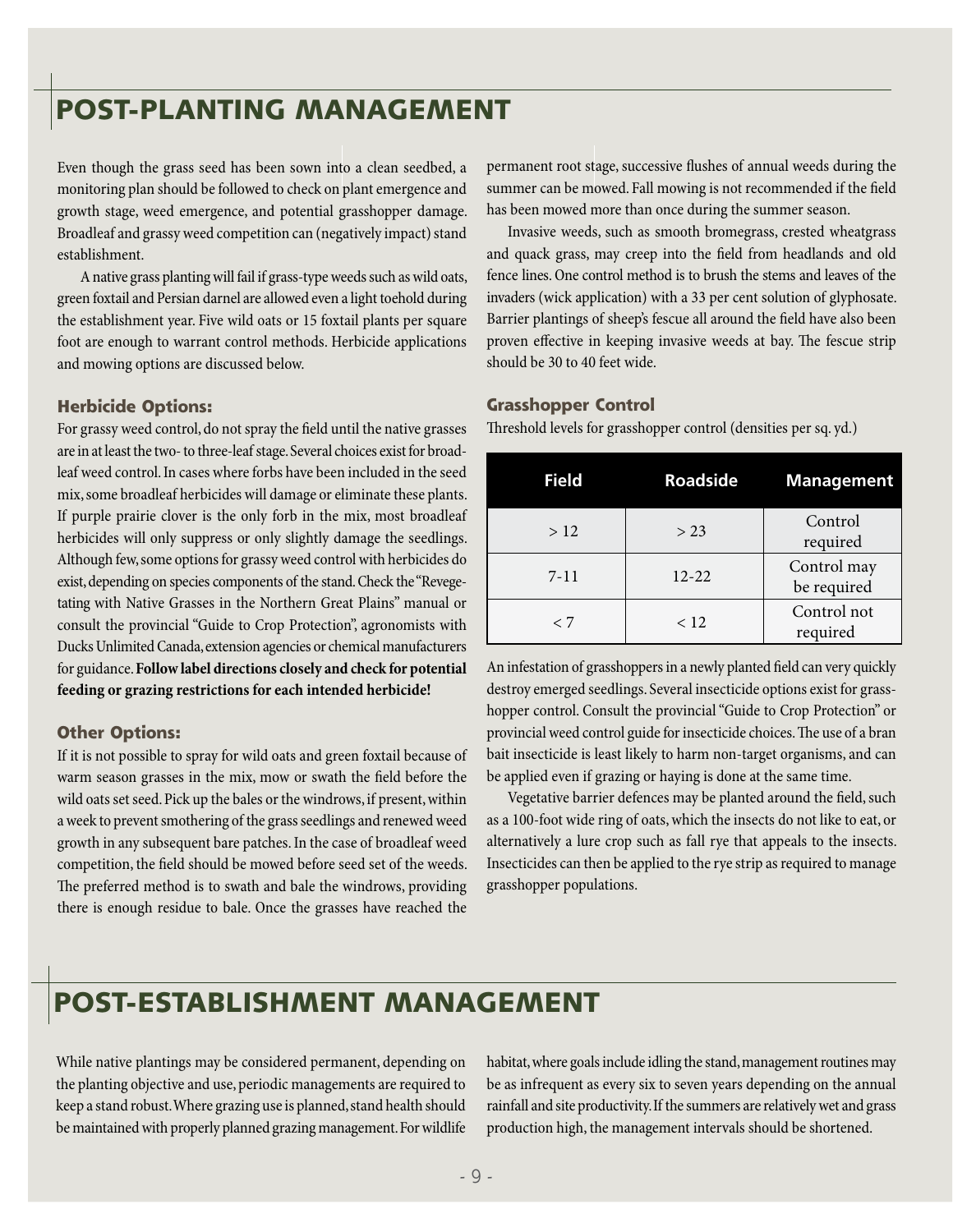# POST-PLANTING MANAGEMENT

Even though the grass seed has been sown into a clean seedbed, a monitoring plan should be followed to check on plant emergence and growth stage, weed emergence, and potential grasshopper damage. Broadleaf and grassy weed competition can (negatively impact) stand establishment.

A native grass planting will fail if grass-type weeds such as wild oats, green foxtail and Persian darnel are allowed even a light toehold during the establishment year. Five wild oats or 15 foxtail plants per square foot are enough to warrant control methods. Herbicide applications and mowing options are discussed below.

### Herbicide Options:

For grassy weed control, do not spray the field until the native grasses are in at least the two- to three-leaf stage. Several choices exist for broadleaf weed control. In cases where forbs have been included in the seed mix, some broadleaf herbicides will damage or eliminate these plants. If purple prairie clover is the only forb in the mix, most broadleaf herbicides will only suppress or only slightly damage the seedlings. Although few, some options for grassy weed control with herbicides do exist, depending on species components of the stand. Check the "Revegetating with Native Grasses in the Northern Great Plains" manual or consult the provincial "Guide to Crop Protection", agronomists with Ducks Unlimited Canada, extension agencies or chemical manufacturers for guidance. **Follow label directions closely and check for potential feeding or grazing restrictions for each intended herbicide!**

### Other Options:

If it is not possible to spray for wild oats and green foxtail because of warm season grasses in the mix, mow or swath the field before the wild oats set seed. Pick up the bales or the windrows, if present, within a week to prevent smothering of the grass seedlings and renewed weed growth in any subsequent bare patches. In the case of broadleaf weed competition, the field should be mowed before seed set of the weeds. The preferred method is to swath and bale the windrows, providing there is enough residue to bale. Once the grasses have reached the permanent root stage, successive flushes of annual weeds during the summer can be mowed. Fall mowing is not recommended if the field has been mowed more than once during the summer season.

Invasive weeds, such as smooth bromegrass, crested wheatgrass and quack grass, may creep into the field from headlands and old fence lines. One control method is to brush the stems and leaves of the invaders (wick application) with a 33 per cent solution of glyphosate. Barrier plantings of sheep's fescue all around the field have also been proven effective in keeping invasive weeds at bay. The fescue strip should be 30 to 40 feet wide.

### Grasshopper Control

Threshold levels for grasshopper control (densities per sq. yd.)

| Field | Roadside | Management |
|---|---|---|
| > 12 | > 23 | Control required |
| 7-11 | 12-22 | Control may be required |
| < 7 | < 12 | Control not required |

An infestation of grasshoppers in a newly planted field can very quickly destroy emerged seedlings. Several insecticide options exist for grasshopper control. Consult the provincial "Guide to Crop Protection" or provincial weed control guide for insecticide choices. The use of a bran bait insecticide is least likely to harm non-target organisms, and can be applied even if grazing or haying is done at the same time.

Vegetative barrier defences may be planted around the field, such as a 100-foot wide ring of oats, which the insects do not like to eat, or alternatively a lure crop such as fall rye that appeals to the insects. Insecticides can then be applied to the rye strip as required to manage grasshopper populations.

# POST-ESTABLISHMENT MANAGEMENT

While native plantings may be considered permanent, depending on the planting objective and use, periodic managements are required to keep a stand robust. Where grazing use is planned, stand health should be maintained with properly planned grazing management. For wildlife habitat, where goals include idling the stand, management routines may be as infrequent as every six to seven years depending on the annual rainfall and site productivity. If the summers are relatively wet and grass production high, the management intervals should be shortened.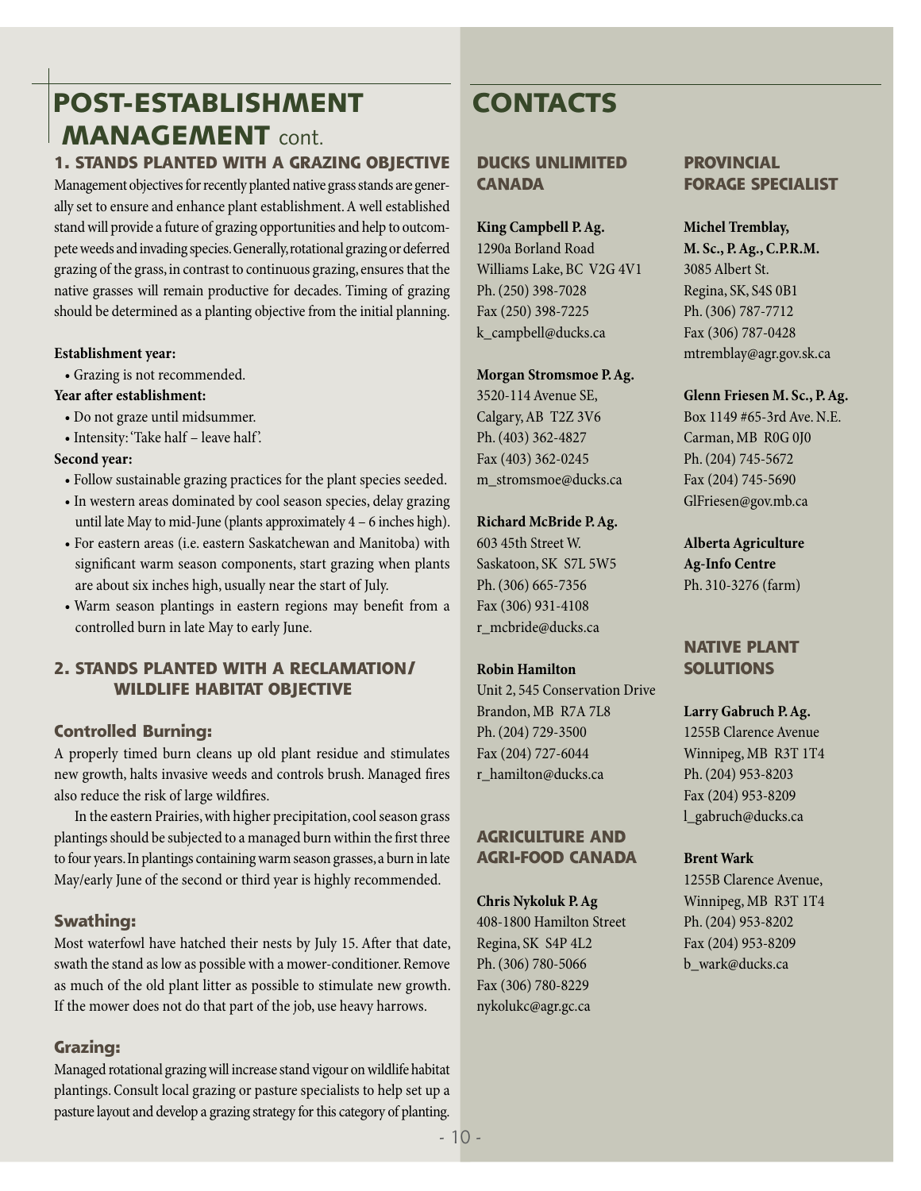# POST-ESTABLISHMENT MANAGEMENT cont.

## 1. STANDS PLANTED WITH A GRAZING OBJECTIVE

Management objectives for recently planted native grass stands are generally set to ensure and enhance plant establishment. A well established stand will provide a future of grazing opportunities and help to outcompete weeds and invading species. Generally, rotational grazing or deferred grazing of the grass, in contrast to continuous grazing, ensures that the native grasses will remain productive for decades. Timing of grazing should be determined as a planting objective from the initial planning.

**Establishment year:**

- Grazing is not recommended.

**Year after establishment:**

- Do not graze until midsummer.
- Intensity: 'Take half – leave half'.

**Second year:**

- Follow sustainable grazing practices for the plant species seeded.
- In western areas dominated by cool season species, delay grazing until late May to mid-June (plants approximately 4 – 6 inches high).
- For eastern areas (i.e. eastern Saskatchewan and Manitoba) with significant warm season components, start grazing when plants are about six inches high, usually near the start of July.
- Warm season plantings in eastern regions may benefit from a controlled burn in late May to early June.

## 2. STANDS PLANTED WITH A RECLAMATION/ WILDLIFE HABITAT OBJECTIVE

### Controlled Burning:

A properly timed burn cleans up old plant residue and stimulates new growth, halts invasive weeds and controls brush. Managed fires also reduce the risk of large wildfires.

In the eastern Prairies, with higher precipitation, cool season grass plantings should be subjected to a managed burn within the first three to four years. In plantings containing warm season grasses, a burn in late May/early June of the second or third year is highly recommended.

### Swathing:

Most waterfowl have hatched their nests by July 15. After that date, swath the stand as low as possible with a mower-conditioner. Remove as much of the old plant litter as possible to stimulate new growth. If the mower does not do that part of the job, use heavy harrows.

### Grazing:

Managed rotational grazing will increase stand vigour on wildlife habitat plantings. Consult local grazing or pasture specialists to help set up a pasture layout and develop a grazing strategy for this category of planting.

# CONTACTS

## DUCKS UNLIMITED CANADA

**King Campbell P. Ag.**
1290a Borland Road
Williams Lake, BC V2G 4V1
Ph. (250) 398-7028
Fax (250) 398-7225
k_campbell@ducks.ca

**Morgan Stromsmoe P. Ag.**
3520-114 Avenue SE,
Calgary, AB T2Z 3V6
Ph. (403) 362-4827
Fax (403) 362-0245
m_stromsmoe@ducks.ca

**Richard McBride P. Ag.**
603 45th Street W.
Saskatoon, SK S7L 5W5
Ph. (306) 665-7356
Fax (306) 931-4108
r_mcbride@ducks.ca

**Robin Hamilton**
Unit 2, 545 Conservation Drive
Brandon, MB R7A 7L8
Ph. (204) 729-3500
Fax (204) 727-6044
r_hamilton@ducks.ca

## AGRICULTURE AND AGRI-FOOD CANADA

**Chris Nykoluk P. Ag**
408-1800 Hamilton Street
Regina, SK S4P 4L2
Ph. (306) 780-5066
Fax (306) 780-8229
nykolukc@agr.gc.ca

## PROVINCIAL FORAGE SPECIALIST

**Michel Tremblay, M. Sc., P. Ag., C.P.R.M.**
3085 Albert St.
Regina, SK, S4S 0B1
Ph. (306) 787-7712
Fax (306) 787-0428
mtremblay@agr.gov.sk.ca

**Glenn Friesen M. Sc., P. Ag.**
Box 1149 #65-3rd Ave. N.E.
Carman, MB R0G 0J0
Ph. (204) 745-5672
Fax (204) 745-5690
GlFriesen@gov.mb.ca

**Alberta Agriculture Ag-Info Centre**
Ph. 310-3276 (farm)

## NATIVE PLANT SOLUTIONS

**Larry Gabruch P. Ag.**
1255B Clarence Avenue
Winnipeg, MB R3T 1T4
Ph. (204) 953-8203
Fax (204) 953-8209
l_gabruch@ducks.ca

**Brent Wark**
1255B Clarence Avenue,
Winnipeg, MB R3T 1T4
Ph. (204) 953-8202
Fax (204) 953-8209
b_wark@ducks.ca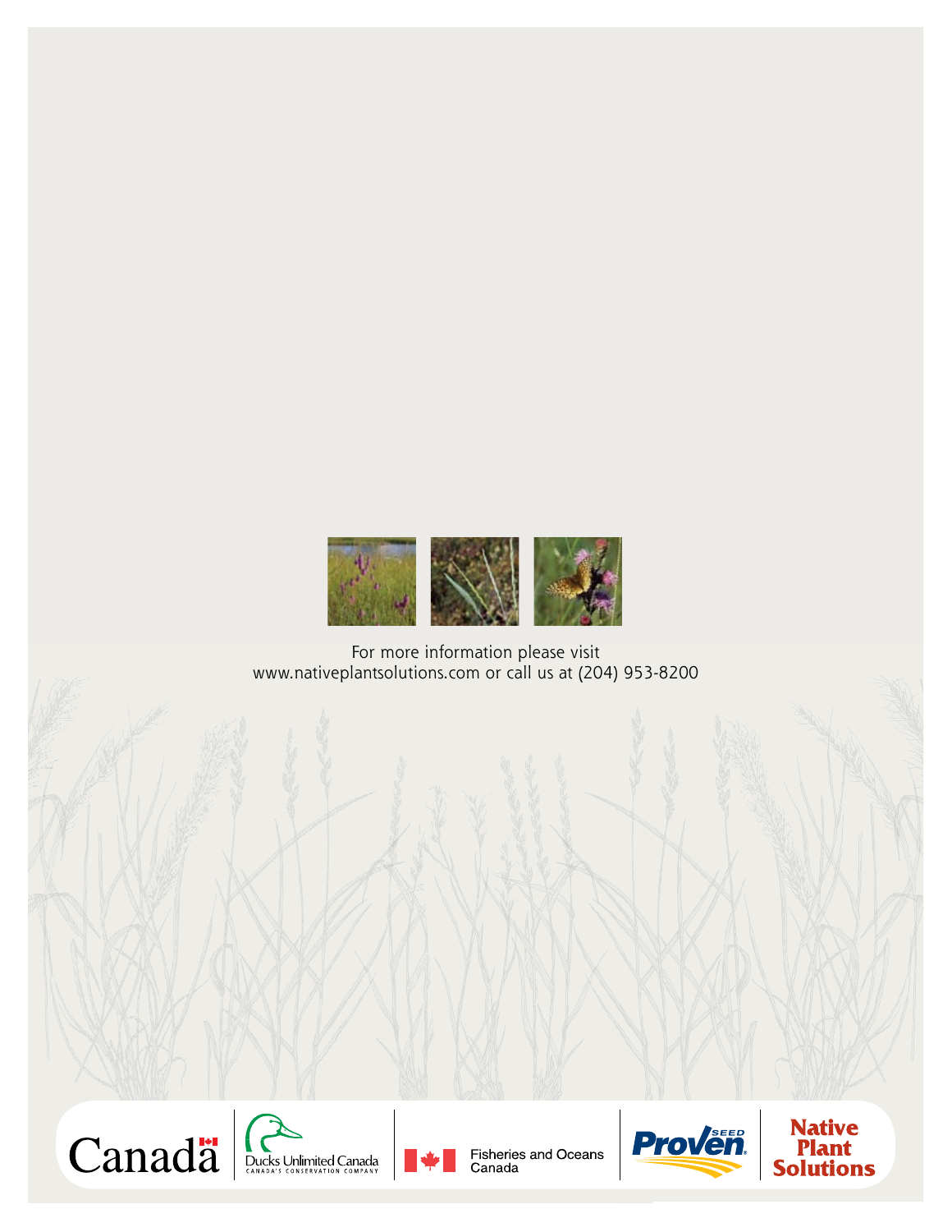For more information please visit
www.nativeplantsolutions.com or call us at (204) 953-8200